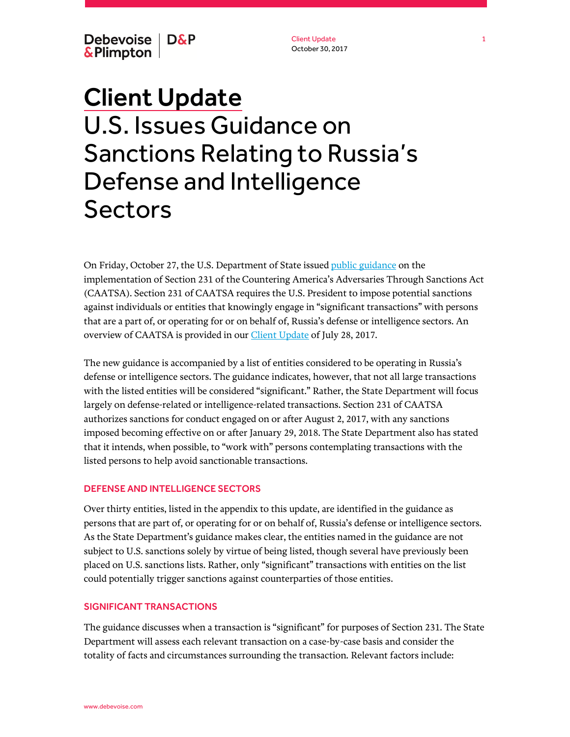# Client Update

# U.S. Issues Guidance on Sanctions Relating to Russia's Defense and Intelligence Sectors

On Friday, October 27, the U.S. Department of State issued public guidance on the implementation of Section 231 of the Countering America's Adversaries Through Sanctions Act (CAATSA). Section 231 of CAATSA requires the U.S. President to impose potential sanctions against individuals or entities that knowingly engage in "significant transactions" with persons that are a part of, or operating for or on behalf of, Russia's defense or intelligence sectors. An overview of CAATSA is provided in our Client Update of July 28, 2017.

The new guidance is accompanied by a list of entities considered to be operating in Russia's defense or intelligence sectors. The guidance indicates, however, that not all large transactions with the listed entities will be considered "significant." Rather, the State Department will focus largely on defense-related or intelligence-related transactions. Section 231 of CAATSA authorizes sanctions for conduct engaged on or after August 2, 2017, with any sanctions imposed becoming effective on or after January 29, 2018. The State Department also has stated that it intends, when possible, to "work with" persons contemplating transactions with the listed persons to help avoid sanctionable transactions.

## DEFENSE AND INTELLIGENCE SECTORS

Over thirty entities, listed in the appendix to this update, are identified in the guidance as persons that are part of, or operating for or on behalf of, Russia's defense or intelligence sectors. As the State Department's guidance makes clear, the entities named in the guidance are not subject to U.S. sanctions solely by virtue of being listed, though several have previously been placed on U.S. sanctions lists. Rather, only "significant" transactions with entities on the list could potentially trigger sanctions against counterparties of those entities.

## SIGNIFICANT TRANSACTIONS

The guidance discusses when a transaction is "significant" for purposes of Section 231. The State Department will assess each relevant transaction on a case-by-case basis and consider the totality of facts and circumstances surrounding the transaction. Relevant factors include: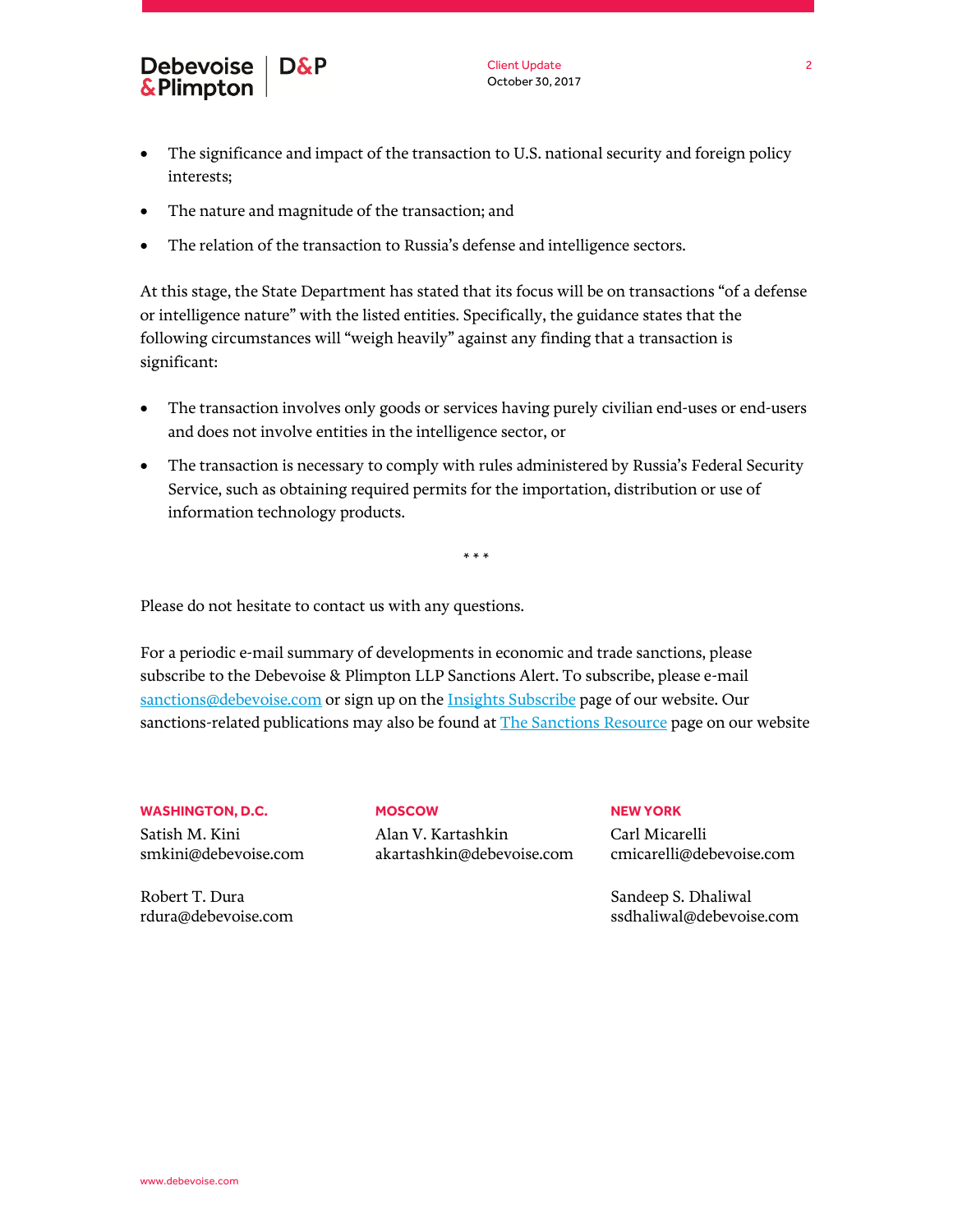- The significance and impact of the transaction to U.S. national security and foreign policy interests;
- The nature and magnitude of the transaction; and
- The relation of the transaction to Russia's defense and intelligence sectors.

At this stage, the State Department has stated that its focus will be on transactions "of a defense or intelligence nature" with the listed entities. Specifically, the guidance states that the following circumstances will "weigh heavily" against any finding that a transaction is significant:

- The transaction involves only goods or services having purely civilian end-uses or end-users and does not involve entities in the intelligence sector, or
- The transaction is necessary to comply with rules administered by Russia's Federal Security Service, such as obtaining required permits for the importation, distribution or use of information technology products.

\* \* \*

Please do not hesitate to contact us with any questions.

For a periodic e-mail summary of developments in economic and trade sanctions, please subscribe to the Debevoise & Plimpton LLP Sanctions Alert. To subscribe, please e-mail sanctions@debevoise.com or sign up on the Insights Subscribe page of our website. Our sanctions-related publications may also be found at The Sanctions Resource page on our website

**WASHINGTON, D.C.**

Satish M. Kini
smkini@debevoise.com

Robert T. Dura
rdura@debevoise.com

**MOSCOW**

Alan V. Kartashkin
akartashkin@debevoise.com

**NEW YORK**

Carl Micarelli
cmicarelli@debevoise.com

Sandeep S. Dhaliwal
ssdhaliwal@debevoise.com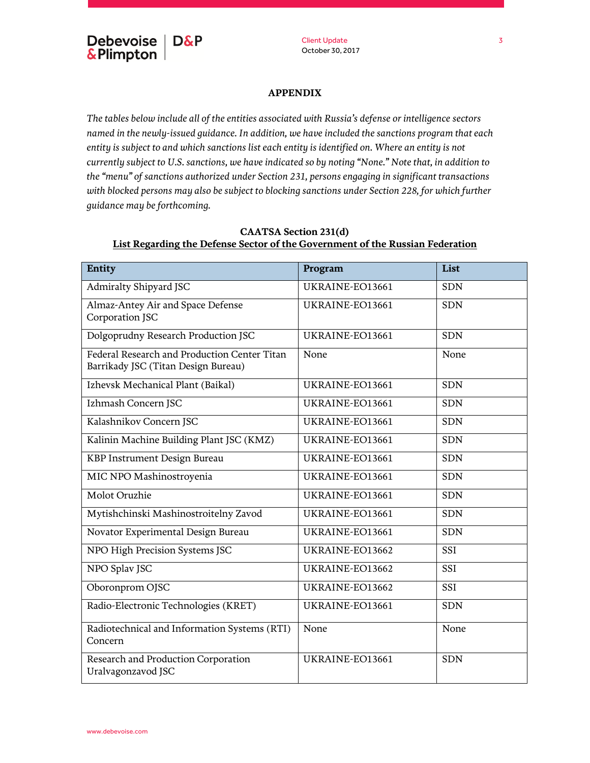## APPENDIX

*The tables below include all of the entities associated with Russia's defense or intelligence sectors named in the newly-issued guidance. In addition, we have included the sanctions program that each entity is subject to and which sanctions list each entity is identified on. Where an entity is not currently subject to U.S. sanctions, we have indicated so by noting "None." Note that, in addition to the "menu" of sanctions authorized under Section 231, persons engaging in significant transactions with blocked persons may also be subject to blocking sanctions under Section 228, for which further guidance may be forthcoming.*

**CAATSA Section 231(d)**
**List Regarding the Defense Sector of the Government of the Russian Federation**

| Entity | Program | List |
|---|---|---|
| Admiralty Shipyard JSC | UKRAINE-EO13661 | SDN |
| Almaz-Antey Air and Space Defense Corporation JSC | UKRAINE-EO13661 | SDN |
| Dolgoprudny Research Production JSC | UKRAINE-EO13661 | SDN |
| Federal Research and Production Center Titan Barrikady JSC (Titan Design Bureau) | None | None |
| Izhevsk Mechanical Plant (Baikal) | UKRAINE-EO13661 | SDN |
| Izhmash Concern JSC | UKRAINE-EO13661 | SDN |
| Kalashnikov Concern JSC | UKRAINE-EO13661 | SDN |
| Kalinin Machine Building Plant JSC (KMZ) | UKRAINE-EO13661 | SDN |
| KBP Instrument Design Bureau | UKRAINE-EO13661 | SDN |
| MIC NPO Mashinostroyenia | UKRAINE-EO13661 | SDN |
| Molot Oruzhie | UKRAINE-EO13661 | SDN |
| Mytishchinski Mashinostroitelny Zavod | UKRAINE-EO13661 | SDN |
| Novator Experimental Design Bureau | UKRAINE-EO13661 | SDN |
| NPO High Precision Systems JSC | UKRAINE-EO13662 | SSI |
| NPO Splav JSC | UKRAINE-EO13662 | SSI |
| Oboronprom OJSC | UKRAINE-EO13662 | SSI |
| Radio-Electronic Technologies (KRET) | UKRAINE-EO13661 | SDN |
| Radiotechnical and Information Systems (RTI) Concern | None | None |
| Research and Production Corporation Uralvagonzavod JSC | UKRAINE-EO13661 | SDN |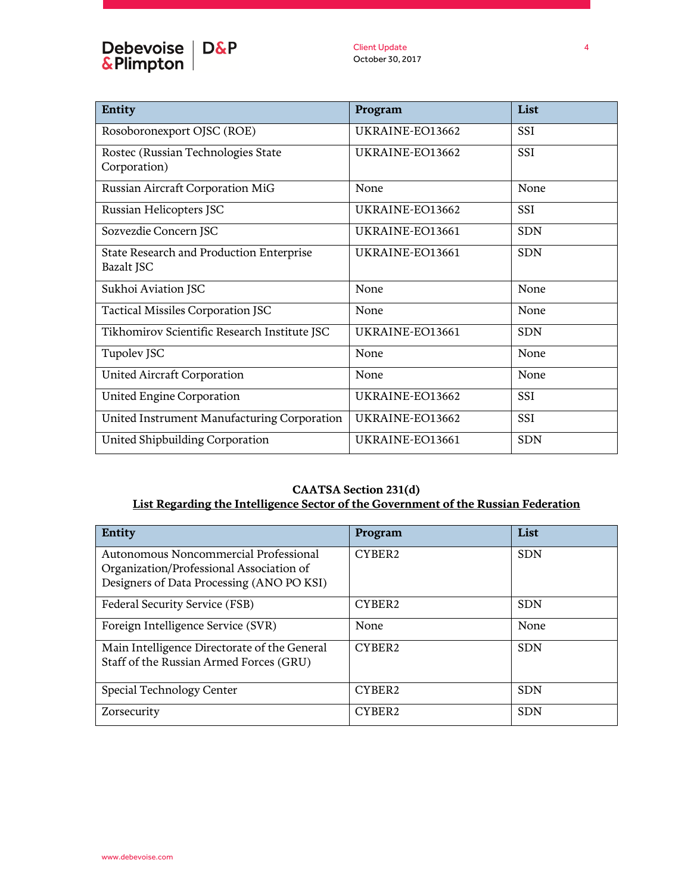| Entity | Program | List |
| --- | --- | --- |
| Rosoboronexport OJSC (ROE) | UKRAINE-EO13662 | SSI |
| Rostec (Russian Technologies State Corporation) | UKRAINE-EO13662 | SSI |
| Russian Aircraft Corporation MiG | None | None |
| Russian Helicopters JSC | UKRAINE-EO13662 | SSI |
| Sozvezdie Concern JSC | UKRAINE-EO13661 | SDN |
| State Research and Production Enterprise Bazalt JSC | UKRAINE-EO13661 | SDN |
| Sukhoi Aviation JSC | None | None |
| Tactical Missiles Corporation JSC | None | None |
| Tikhomirov Scientific Research Institute JSC | UKRAINE-EO13661 | SDN |
| Tupolev JSC | None | None |
| United Aircraft Corporation | None | None |
| United Engine Corporation | UKRAINE-EO13662 | SSI |
| United Instrument Manufacturing Corporation | UKRAINE-EO13662 | SSI |
| United Shipbuilding Corporation | UKRAINE-EO13661 | SDN |

**CAATSA Section 231(d)**
**List Regarding the Intelligence Sector of the Government of the Russian Federation**

| Entity | Program | List |
| --- | --- | --- |
| Autonomous Noncommercial Professional Organization/Professional Association of Designers of Data Processing (ANO PO KSI) | CYBER2 | SDN |
| Federal Security Service (FSB) | CYBER2 | SDN |
| Foreign Intelligence Service (SVR) | None | None |
| Main Intelligence Directorate of the General Staff of the Russian Armed Forces (GRU) | CYBER2 | SDN |
| Special Technology Center | CYBER2 | SDN |
| Zorsecurity | CYBER2 | SDN |